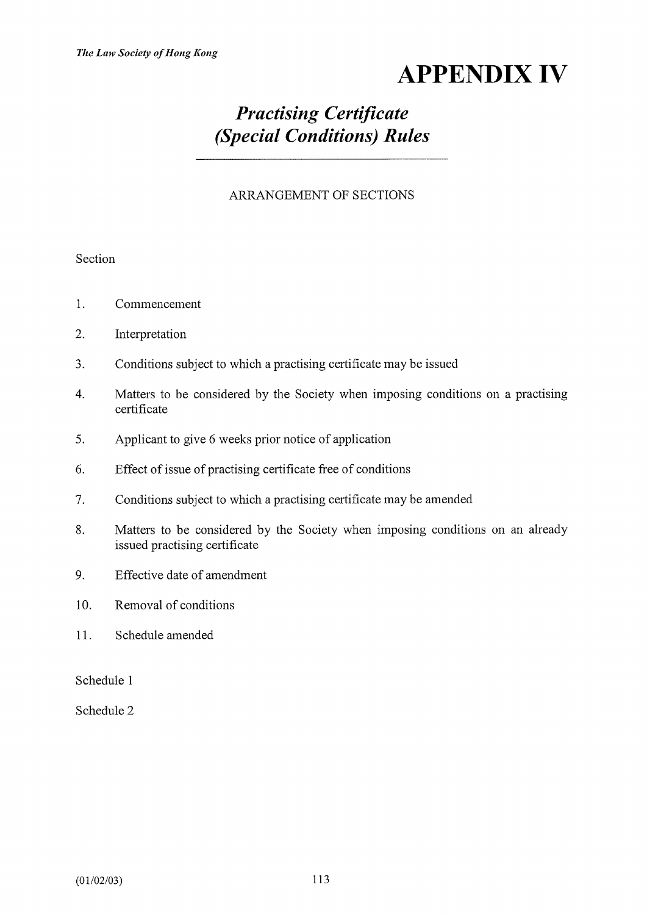# APPENDIX IV

## *Practising Certificate (Special Conditions) Rules*

ARRANGEMENT OF SECTIONS

Section

1. Commencement
2. Interpretation
3. Conditions subject to which a practising certificate may be issued
4. Matters to be considered by the Society when imposing conditions on a practising certificate
5. Applicant to give 6 weeks prior notice of application
6. Effect of issue of practising certificate free of conditions
7. Conditions subject to which a practising certificate may be amended
8. Matters to be considered by the Society when imposing conditions on an already issued practising certificate
9. Effective date of amendment
10. Removal of conditions
11. Schedule amended

Schedule 1

Schedule 2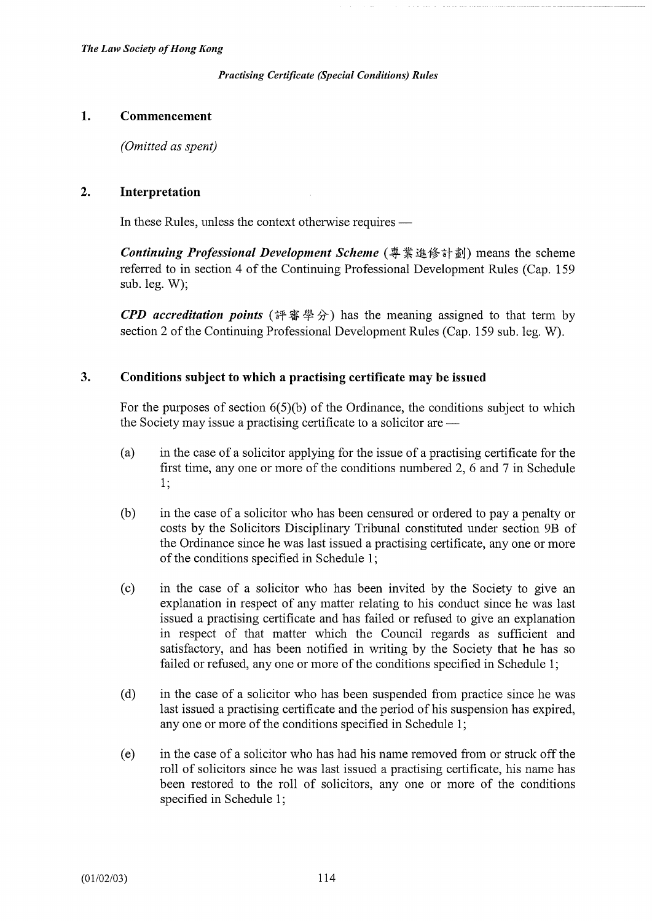*Practising Certificate (Special Conditions) Rules*

## 1. Commencement

*(Omitted as spent)*

## 2. Interpretation

In these Rules, unless the context otherwise requires —

***Continuing Professional Development Scheme*** (專業進修計劃) means the scheme referred to in section 4 of the Continuing Professional Development Rules (Cap. 159 sub. leg. W);

***CPD accreditation points*** (評審學分) has the meaning assigned to that term by section 2 of the Continuing Professional Development Rules (Cap. 159 sub. leg. W).

## 3. Conditions subject to which a practising certificate may be issued

For the purposes of section 6(5)(b) of the Ordinance, the conditions subject to which the Society may issue a practising certificate to a solicitor are —

(a) in the case of a solicitor applying for the issue of a practising certificate for the first time, any one or more of the conditions numbered 2, 6 and 7 in Schedule 1;

(b) in the case of a solicitor who has been censured or ordered to pay a penalty or costs by the Solicitors Disciplinary Tribunal constituted under section 9B of the Ordinance since he was last issued a practising certificate, any one or more of the conditions specified in Schedule 1;

(c) in the case of a solicitor who has been invited by the Society to give an explanation in respect of any matter relating to his conduct since he was last issued a practising certificate and has failed or refused to give an explanation in respect of that matter which the Council regards as sufficient and satisfactory, and has been notified in writing by the Society that he has so failed or refused, any one or more of the conditions specified in Schedule 1;

(d) in the case of a solicitor who has been suspended from practice since he was last issued a practising certificate and the period of his suspension has expired, any one or more of the conditions specified in Schedule 1;

(e) in the case of a solicitor who has had his name removed from or struck off the roll of solicitors since he was last issued a practising certificate, his name has been restored to the roll of solicitors, any one or more of the conditions specified in Schedule 1;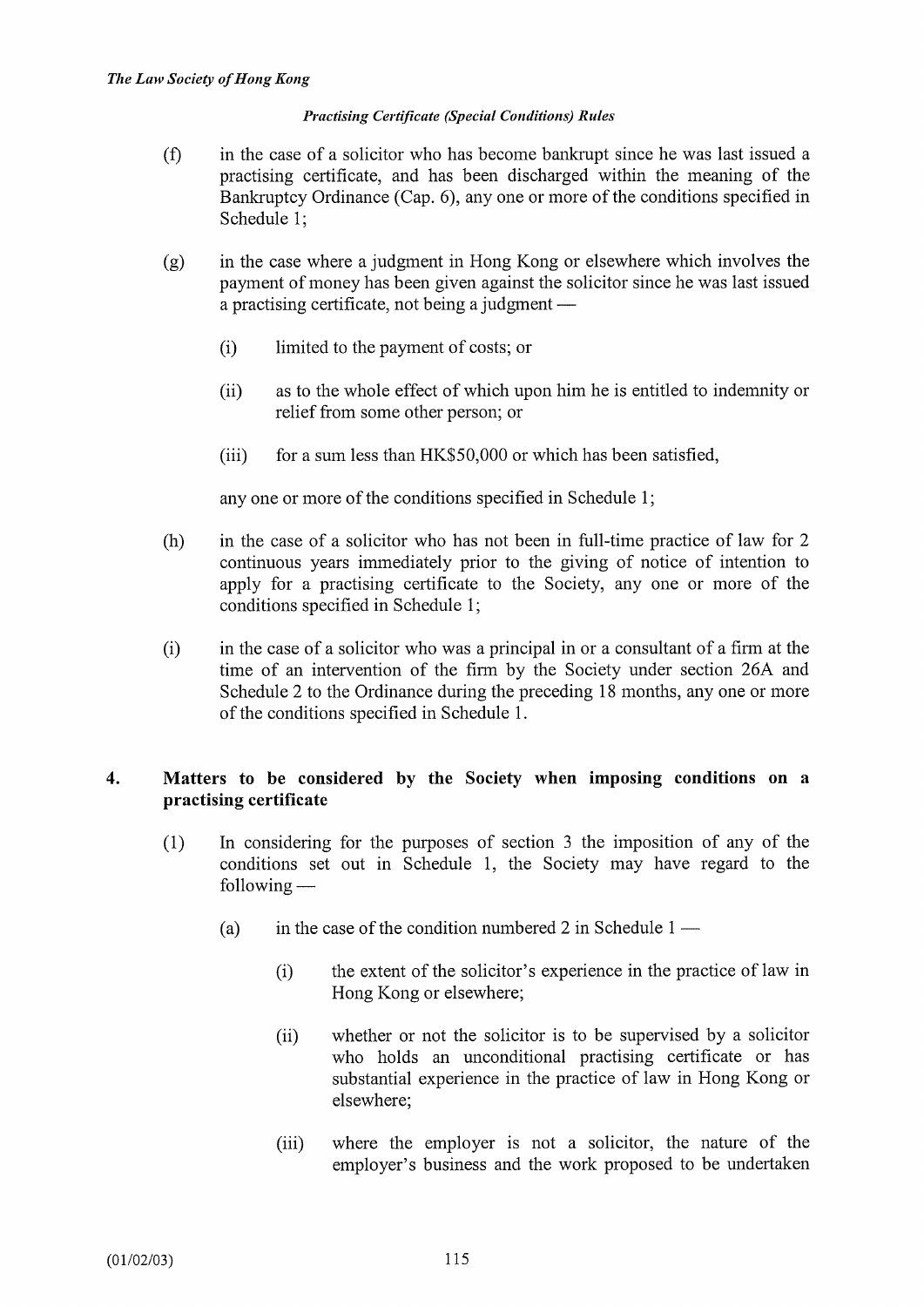(f) in the case of a solicitor who has become bankrupt since he was last issued a practising certificate, and has been discharged within the meaning of the Bankruptcy Ordinance (Cap. 6), any one or more of the conditions specified in Schedule 1;

(g) in the case where a judgment in Hong Kong or elsewhere which involves the payment of money has been given against the solicitor since he was last issued a practising certificate, not being a judgment —

   (i) limited to the payment of costs; or

   (ii) as to the whole effect of which upon him he is entitled to indemnity or relief from some other person; or

   (iii) for a sum less than HK$50,000 or which has been satisfied,

   any one or more of the conditions specified in Schedule 1;

(h) in the case of a solicitor who has not been in full-time practice of law for 2 continuous years immediately prior to the giving of notice of intention to apply for a practising certificate to the Society, any one or more of the conditions specified in Schedule 1;

(i) in the case of a solicitor who was a principal in or a consultant of a firm at the time of an intervention of the firm by the Society under section 26A and Schedule 2 to the Ordinance during the preceding 18 months, any one or more of the conditions specified in Schedule 1.

## 4. Matters to be considered by the Society when imposing conditions on a practising certificate

(1) In considering for the purposes of section 3 the imposition of any of the conditions set out in Schedule 1, the Society may have regard to the following —

   (a) in the case of the condition numbered 2 in Schedule 1 —

      (i) the extent of the solicitor's experience in the practice of law in Hong Kong or elsewhere;

      (ii) whether or not the solicitor is to be supervised by a solicitor who holds an unconditional practising certificate or has substantial experience in the practice of law in Hong Kong or elsewhere;

      (iii) where the employer is not a solicitor, the nature of the employer's business and the work proposed to be undertaken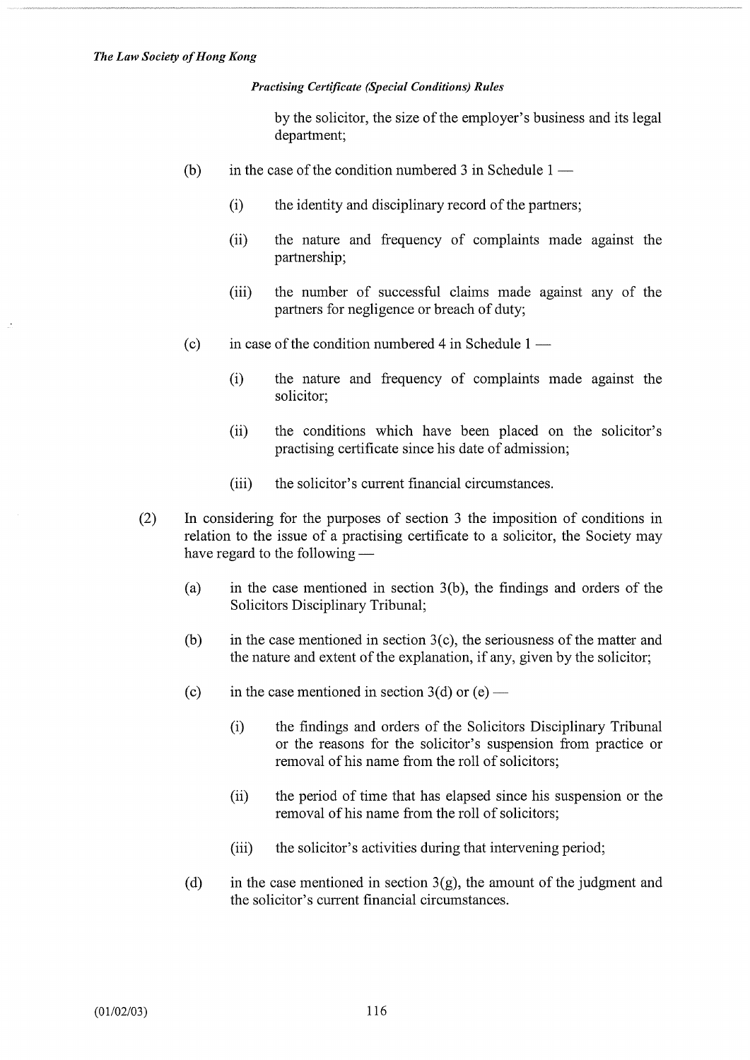by the solicitor, the size of the employer's business and its legal department;

(b) in the case of the condition numbered 3 in Schedule 1 —

(i) the identity and disciplinary record of the partners;

(ii) the nature and frequency of complaints made against the partnership;

(iii) the number of successful claims made against any of the partners for negligence or breach of duty;

(c) in case of the condition numbered 4 in Schedule 1 —

(i) the nature and frequency of complaints made against the solicitor;

(ii) the conditions which have been placed on the solicitor's practising certificate since his date of admission;

(iii) the solicitor's current financial circumstances.

(2) In considering for the purposes of section 3 the imposition of conditions in relation to the issue of a practising certificate to a solicitor, the Society may have regard to the following —

(a) in the case mentioned in section 3(b), the findings and orders of the Solicitors Disciplinary Tribunal;

(b) in the case mentioned in section 3(c), the seriousness of the matter and the nature and extent of the explanation, if any, given by the solicitor;

(c) in the case mentioned in section 3(d) or (e) —

(i) the findings and orders of the Solicitors Disciplinary Tribunal or the reasons for the solicitor's suspension from practice or removal of his name from the roll of solicitors;

(ii) the period of time that has elapsed since his suspension or the removal of his name from the roll of solicitors;

(iii) the solicitor's activities during that intervening period;

(d) in the case mentioned in section 3(g), the amount of the judgment and the solicitor's current financial circumstances.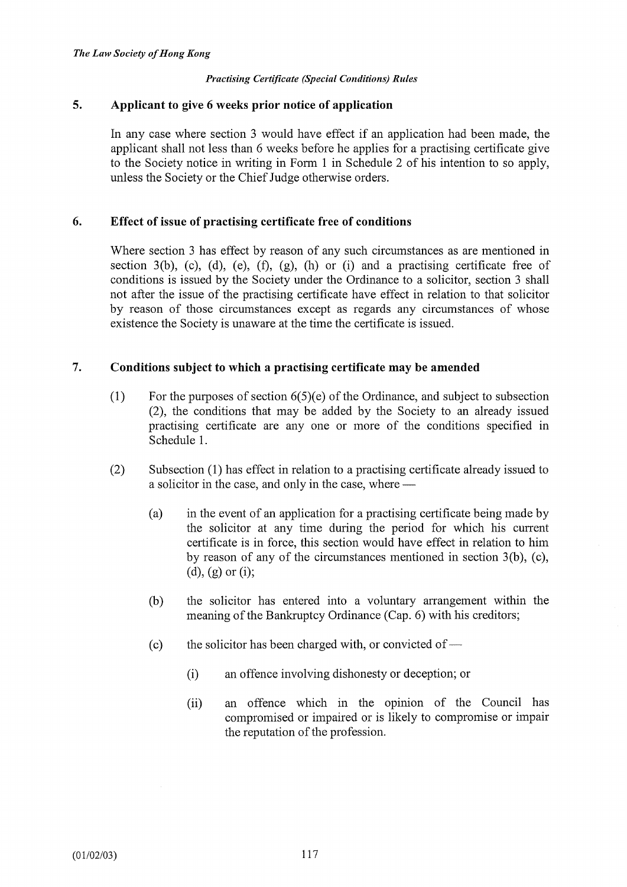## 5. Applicant to give 6 weeks prior notice of application

In any case where section 3 would have effect if an application had been made, the applicant shall not less than 6 weeks before he applies for a practising certificate give to the Society notice in writing in Form 1 in Schedule 2 of his intention to so apply, unless the Society or the Chief Judge otherwise orders.

## 6. Effect of issue of practising certificate free of conditions

Where section 3 has effect by reason of any such circumstances as are mentioned in section 3(b), (c), (d), (e), (f), (g), (h) or (i) and a practising certificate free of conditions is issued by the Society under the Ordinance to a solicitor, section 3 shall not after the issue of the practising certificate have effect in relation to that solicitor by reason of those circumstances except as regards any circumstances of whose existence the Society is unaware at the time the certificate is issued.

## 7. Conditions subject to which a practising certificate may be amended

(1) For the purposes of section 6(5)(e) of the Ordinance, and subject to subsection (2), the conditions that may be added by the Society to an already issued practising certificate are any one or more of the conditions specified in Schedule 1.

(2) Subsection (1) has effect in relation to a practising certificate already issued to a solicitor in the case, and only in the case, where —

(a) in the event of an application for a practising certificate being made by the solicitor at any time during the period for which his current certificate is in force, this section would have effect in relation to him by reason of any of the circumstances mentioned in section 3(b), (c), (d), (g) or (i);

(b) the solicitor has entered into a voluntary arrangement within the meaning of the Bankruptcy Ordinance (Cap. 6) with his creditors;

(c) the solicitor has been charged with, or convicted of —

(i) an offence involving dishonesty or deception; or

(ii) an offence which in the opinion of the Council has compromised or impaired or is likely to compromise or impair the reputation of the profession.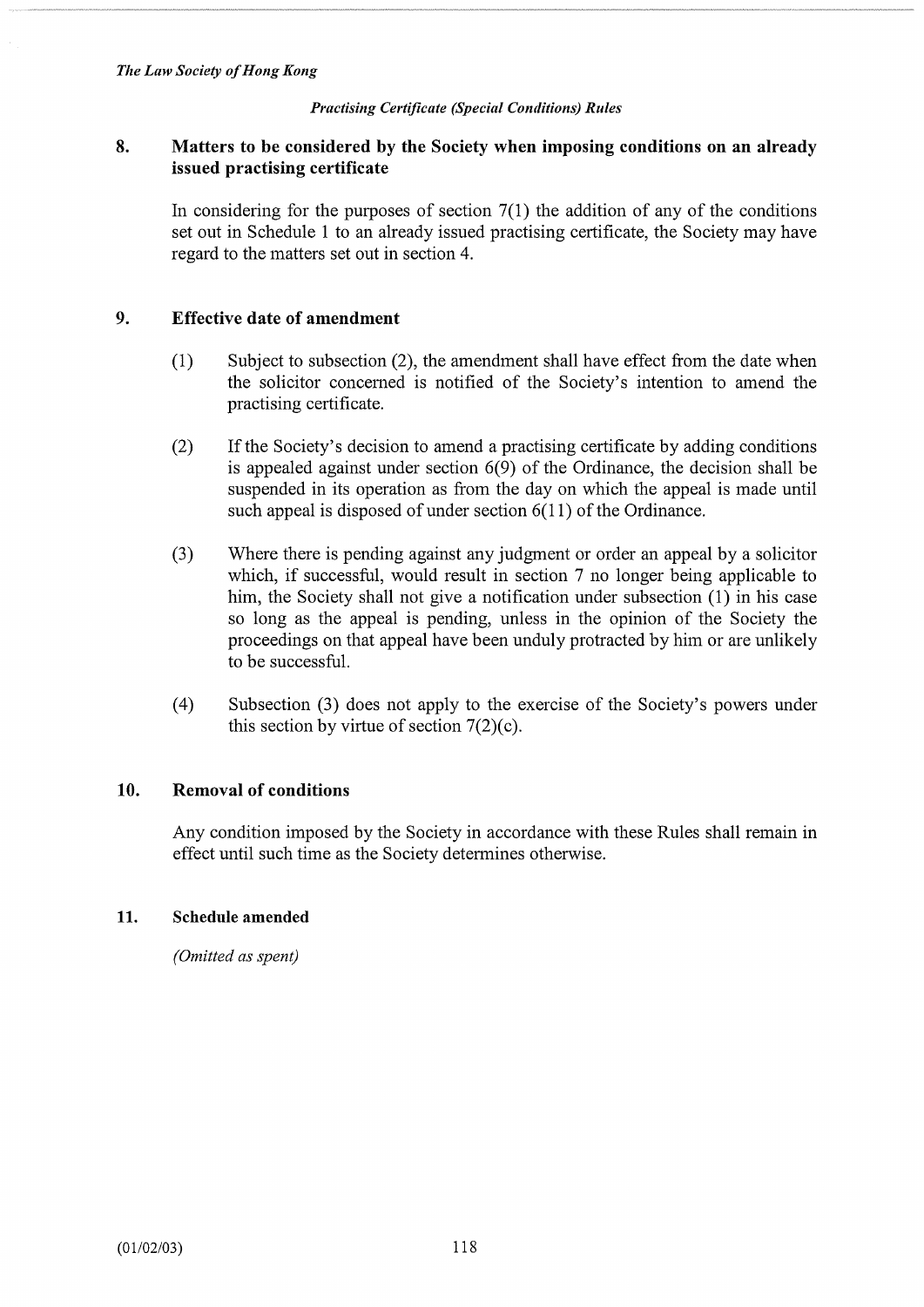## 8. Matters to be considered by the Society when imposing conditions on an already issued practising certificate

In considering for the purposes of section 7(1) the addition of any of the conditions set out in Schedule 1 to an already issued practising certificate, the Society may have regard to the matters set out in section 4.

## 9. Effective date of amendment

(1) Subject to subsection (2), the amendment shall have effect from the date when the solicitor concerned is notified of the Society's intention to amend the practising certificate.

(2) If the Society's decision to amend a practising certificate by adding conditions is appealed against under section 6(9) of the Ordinance, the decision shall be suspended in its operation as from the day on which the appeal is made until such appeal is disposed of under section 6(11) of the Ordinance.

(3) Where there is pending against any judgment or order an appeal by a solicitor which, if successful, would result in section 7 no longer being applicable to him, the Society shall not give a notification under subsection (1) in his case so long as the appeal is pending, unless in the opinion of the Society the proceedings on that appeal have been unduly protracted by him or are unlikely to be successful.

(4) Subsection (3) does not apply to the exercise of the Society's powers under this section by virtue of section 7(2)(c).

## 10. Removal of conditions

Any condition imposed by the Society in accordance with these Rules shall remain in effect until such time as the Society determines otherwise.

## 11. Schedule amended

*(Omitted as spent)*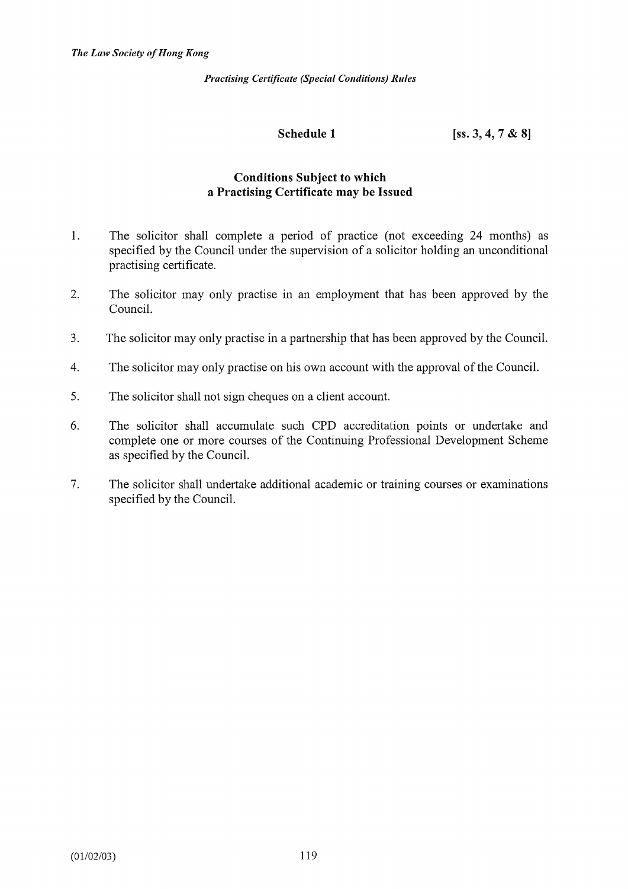## Schedule 1 [ss. 3, 4, 7 & 8]

### Conditions Subject to which a Practising Certificate may be Issued

1. The solicitor shall complete a period of practice (not exceeding 24 months) as specified by the Council under the supervision of a solicitor holding an unconditional practising certificate.

2. The solicitor may only practise in an employment that has been approved by the Council.

3. The solicitor may only practise in a partnership that has been approved by the Council.

4. The solicitor may only practise on his own account with the approval of the Council.

5. The solicitor shall not sign cheques on a client account.

6. The solicitor shall accumulate such CPD accreditation points or undertake and complete one or more courses of the Continuing Professional Development Scheme as specified by the Council.

7. The solicitor shall undertake additional academic or training courses or examinations specified by the Council.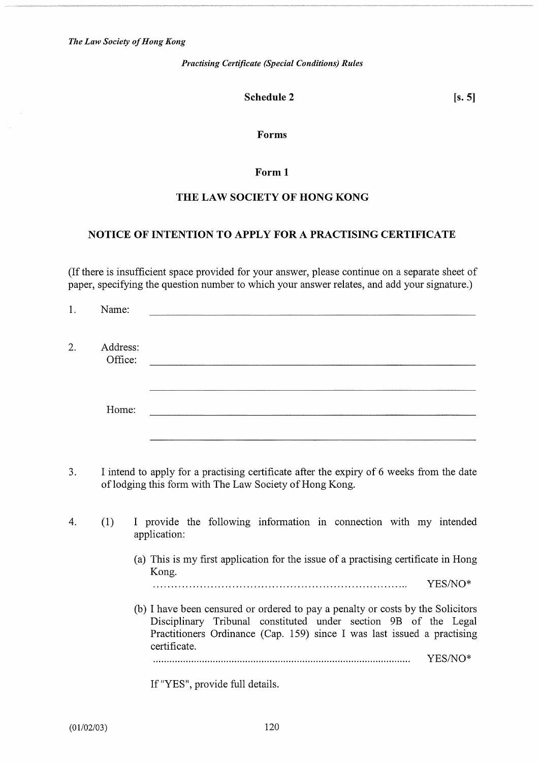**Schedule 2** **[s. 5]**

**Forms**

**Form 1**

**THE LAW SOCIETY OF HONG KONG**

**NOTICE OF INTENTION TO APPLY FOR A PRACTISING CERTIFICATE**

(If there is insufficient space provided for your answer, please continue on a separate sheet of paper, specifying the question number to which your answer relates, and add your signature.)

1. Name: ______________________________________________

2. Address:
   Office: ______________________________________________

   ______________________________________________

   Home: ______________________________________________

   ______________________________________________

3. I intend to apply for a practising certificate after the expiry of 6 weeks from the date of lodging this form with The Law Society of Hong Kong.

4. (1) I provide the following information in connection with my intended application:

   (a) This is my first application for the issue of a practising certificate in Hong Kong.
   ........................................................................ YES/NO*

   (b) I have been censured or ordered to pay a penalty or costs by the Solicitors Disciplinary Tribunal constituted under section 9B of the Legal Practitioners Ordinance (Cap. 159) since I was last issued a practising certificate.
   ........................................................................ YES/NO*

   If "YES", provide full details.

(01/02/03)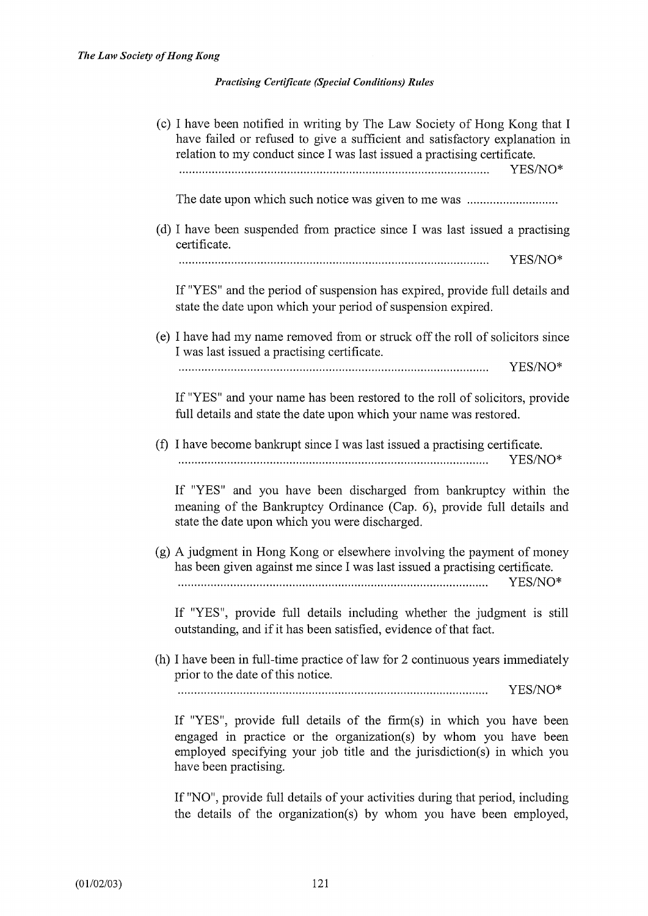(c) I have been notified in writing by The Law Society of Hong Kong that I have failed or refused to give a sufficient and satisfactory explanation in relation to my conduct since I was last issued a practising certificate.
............................................................................................ YES/NO*

The date upon which such notice was given to me was ............................

(d) I have been suspended from practice since I was last issued a practising certificate.
............................................................................................ YES/NO*

If "YES" and the period of suspension has expired, provide full details and state the date upon which your period of suspension expired.

(e) I have had my name removed from or struck off the roll of solicitors since I was last issued a practising certificate.
............................................................................................ YES/NO*

If "YES" and your name has been restored to the roll of solicitors, provide full details and state the date upon which your name was restored.

(f) I have become bankrupt since I was last issued a practising certificate.
............................................................................................ YES/NO*

If "YES" and you have been discharged from bankruptcy within the meaning of the Bankruptcy Ordinance (Cap. 6), provide full details and state the date upon which you were discharged.

(g) A judgment in Hong Kong or elsewhere involving the payment of money has been given against me since I was last issued a practising certificate.
............................................................................................ YES/NO*

If "YES", provide full details including whether the judgment is still outstanding, and if it has been satisfied, evidence of that fact.

(h) I have been in full-time practice of law for 2 continuous years immediately prior to the date of this notice.
............................................................................................ YES/NO*

If "YES", provide full details of the firm(s) in which you have been engaged in practice or the organization(s) by whom you have been employed specifying your job title and the jurisdiction(s) in which you have been practising.

If "NO", provide full details of your activities during that period, including the details of the organization(s) by whom you have been employed,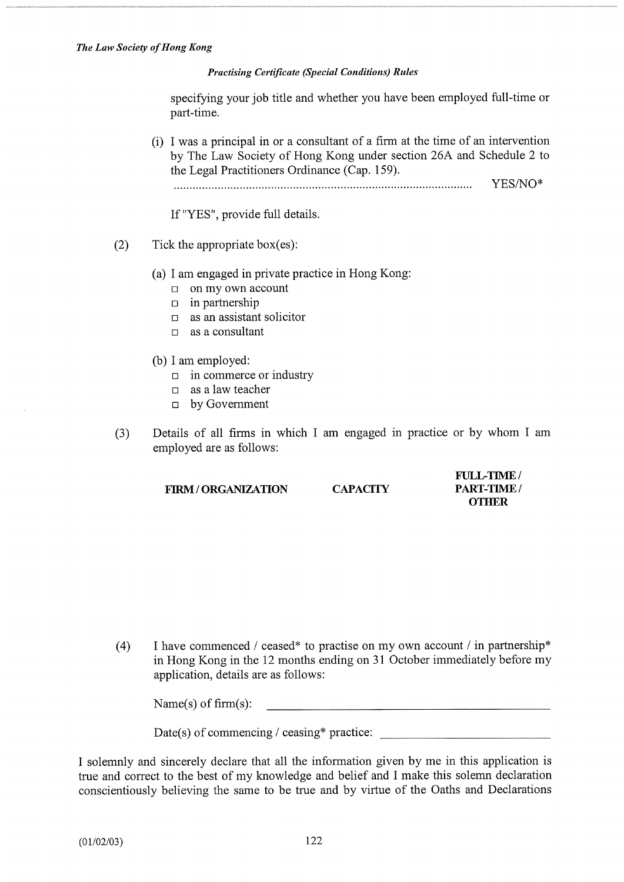specifying your job title and whether you have been employed full-time or part-time.

(i) I was a principal in or a consultant of a firm at the time of an intervention by The Law Society of Hong Kong under section 26A and Schedule 2 to the Legal Practitioners Ordinance (Cap. 159).
........................................................................................... YES/NO*

If "YES", provide full details.

(2) Tick the appropriate box(es):

(a) I am engaged in private practice in Hong Kong:
- □ on my own account
- □ in partnership
- □ as an assistant solicitor
- □ as a consultant

(b) I am employed:
- □ in commerce or industry
- □ as a law teacher
- □ by Government

(3) Details of all firms in which I am engaged in practice or by whom I am employed are as follows:

| FIRM / ORGANIZATION | CAPACITY | FULL-TIME / PART-TIME / OTHER |
|---|---|---|
| | | |

(4) I have commenced / ceased* to practise on my own account / in partnership* in Hong Kong in the 12 months ending on 31 October immediately before my application, details are as follows:

Name(s) of firm(s): ______________________________

Date(s) of commencing / ceasing* practice: ______________________________

I solemnly and sincerely declare that all the information given by me in this application is true and correct to the best of my knowledge and belief and I make this solemn declaration conscientiously believing the same to be true and by virtue of the Oaths and Declarations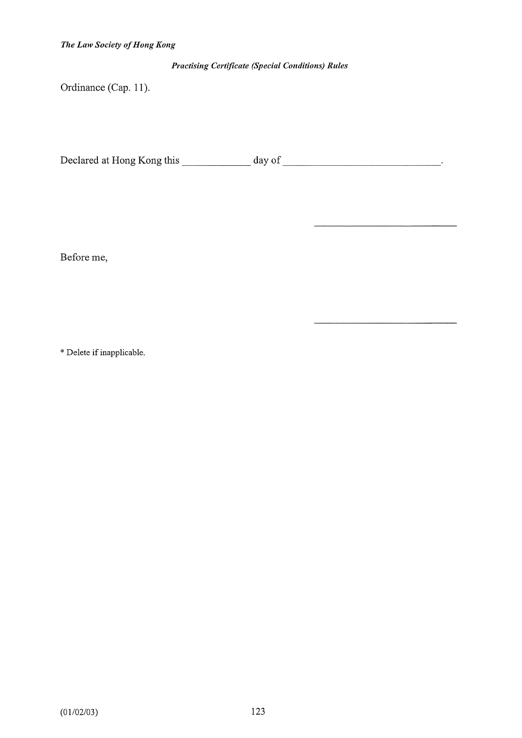Ordinance (Cap. 11).

Declared at Hong Kong this _____________ day of _______________________________.

_______________________________

Before me,

_______________________________

* Delete if inapplicable.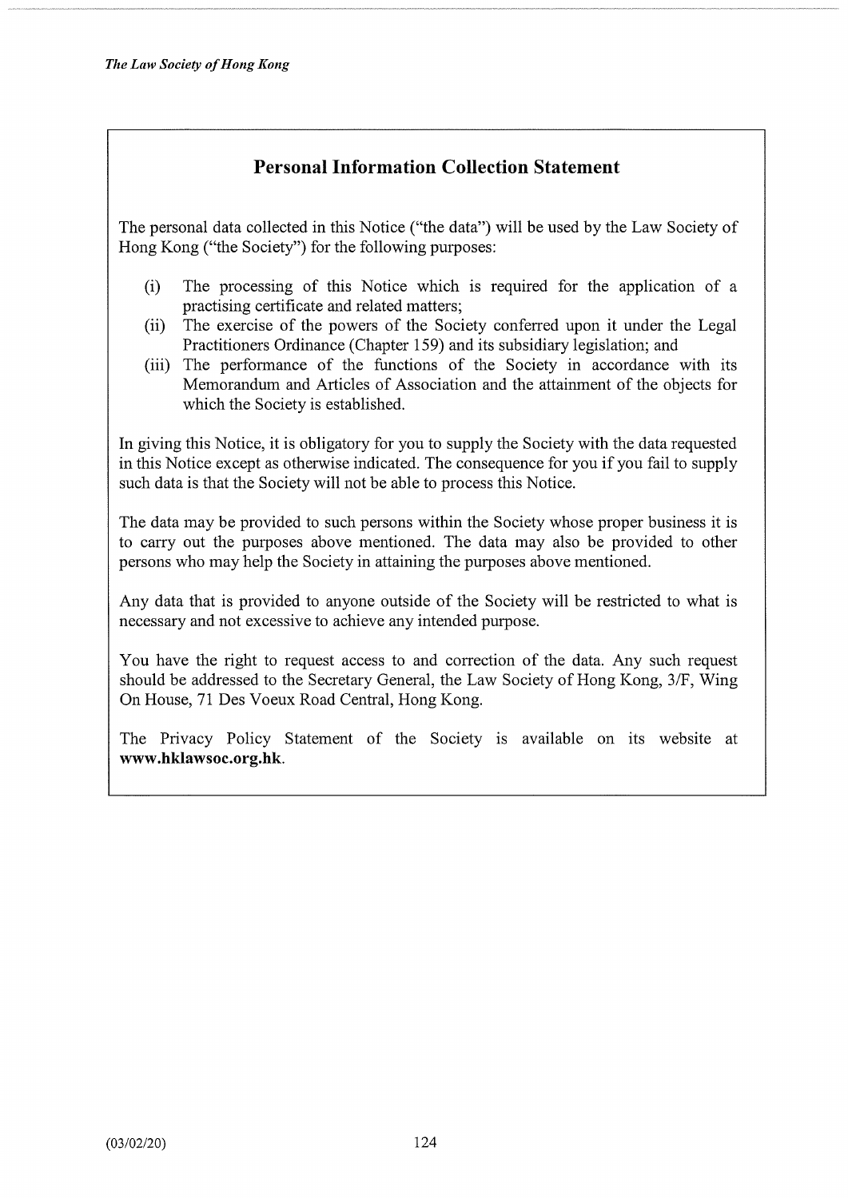## Personal Information Collection Statement

The personal data collected in this Notice ("the data") will be used by the Law Society of Hong Kong ("the Society") for the following purposes:

(i) The processing of this Notice which is required for the application of a practising certificate and related matters;

(ii) The exercise of the powers of the Society conferred upon it under the Legal Practitioners Ordinance (Chapter 159) and its subsidiary legislation; and

(iii) The performance of the functions of the Society in accordance with its Memorandum and Articles of Association and the attainment of the objects for which the Society is established.

In giving this Notice, it is obligatory for you to supply the Society with the data requested in this Notice except as otherwise indicated. The consequence for you if you fail to supply such data is that the Society will not be able to process this Notice.

The data may be provided to such persons within the Society whose proper business it is to carry out the purposes above mentioned. The data may also be provided to other persons who may help the Society in attaining the purposes above mentioned.

Any data that is provided to anyone outside of the Society will be restricted to what is necessary and not excessive to achieve any intended purpose.

You have the right to request access to and correction of the data. Any such request should be addressed to the Secretary General, the Law Society of Hong Kong, 3/F, Wing On House, 71 Des Voeux Road Central, Hong Kong.

The Privacy Policy Statement of the Society is available on its website at **www.hklawsoc.org.hk**.